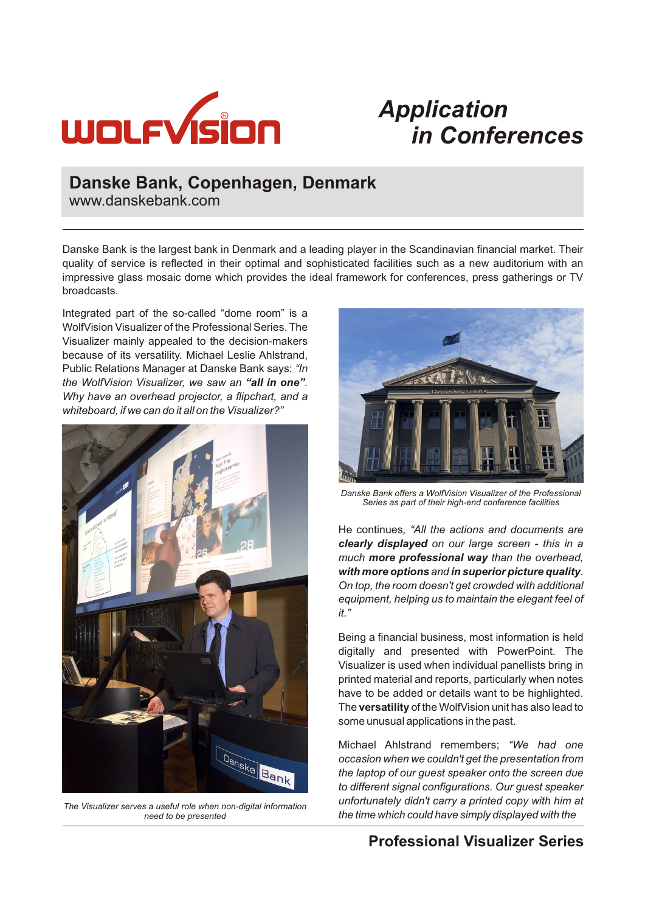# Application in Conferences

## Danske Bank, Copenhagen, Denmark

www.danskebank.com

Danske Bank is the largest bank in Denmark and a leading player in the Scandinavian financial market. Their quality of service is reflected in their optimal and sophisticated facilities such as a new auditorium with an impressive glass mosaic dome which provides the ideal framework for conferences, press gatherings or TV broadcasts.

Integrated part of the so-called "dome room" is a WolfVision Visualizer of the Professional Series. The Visualizer mainly appealed to the decision-makers because of its versatility. Michael Leslie Ahlstrand, Public Relations Manager at Danske Bank says: *"In the WolfVision Visualizer, we saw an **"all in one"**. Why have an overhead projector, a flipchart, and a whiteboard, if we can do it all on the Visualizer?"*

*The Visualizer serves a useful role when non-digital information need to be presented*

*Danske Bank offers a WolfVision Visualizer of the Professional Series as part of their high-end conference facilities*

He continues, *"All the actions and documents are **clearly displayed** on our large screen - this in a much **more professional way** than the overhead, **with more options** and **in superior picture quality**. On top, the room doesn't get crowded with additional equipment, helping us to maintain the elegant feel of it."*

Being a financial business, most information is held digitally and presented with PowerPoint. The Visualizer is used when individual panellists bring in printed material and reports, particularly when notes have to be added or details want to be highlighted. The **versatility** of the WolfVision unit has also lead to some unusual applications in the past.

Michael Ahlstrand remembers; *"We had one occasion when we couldn't get the presentation from the laptop of our guest speaker onto the screen due to different signal configurations. Our guest speaker unfortunately didn't carry a printed copy with him at the time which could have simply displayed with the*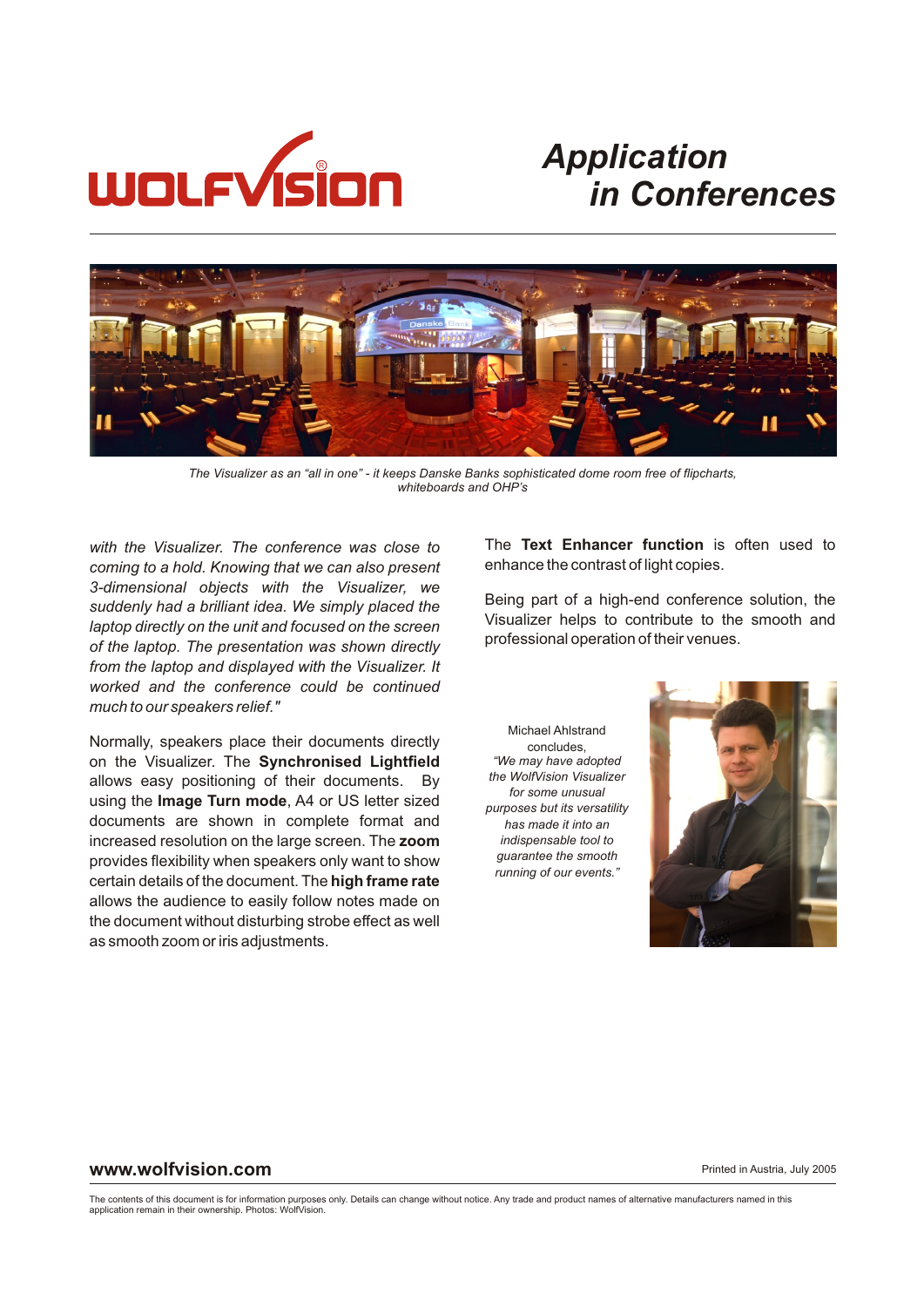# Application in Conferences

*The Visualizer as an "all in one" - it keeps Danske Banks sophisticated dome room free of flipcharts, whiteboards and OHP's*

*with the Visualizer. The conference was close to coming to a hold. Knowing that we can also present 3-dimensional objects with the Visualizer, we suddenly had a brilliant idea. We simply placed the laptop directly on the unit and focused on the screen of the laptop. The presentation was shown directly from the laptop and displayed with the Visualizer. It worked and the conference could be continued much to our speakers relief."*

Normally, speakers place their documents directly on the Visualizer. The **Synchronised Lightfield** allows easy positioning of their documents. By using the **Image Turn mode**, A4 or US letter sized documents are shown in complete format and increased resolution on the large screen. The **zoom** provides flexibility when speakers only want to show certain details of the document. The **high frame rate** allows the audience to easily follow notes made on the document without disturbing strobe effect as well as smooth zoom or iris adjustments.

The **Text Enhancer function** is often used to enhance the contrast of light copies.

Being part of a high-end conference solution, the Visualizer helps to contribute to the smooth and professional operation of their venues.

Michael Ahlstrand concludes,
*"We may have adopted the WolfVision Visualizer for some unusual purposes but its versatility has made it into an indispensable tool to guarantee the smooth running of our events."*

**www.wolfvision.com**

Printed in Austria, July 2005

The contents of this document is for information purposes only. Details can change without notice. Any trade and product names of alternative manufacturers named in this application remain in their ownership. Photos: WolfVision.